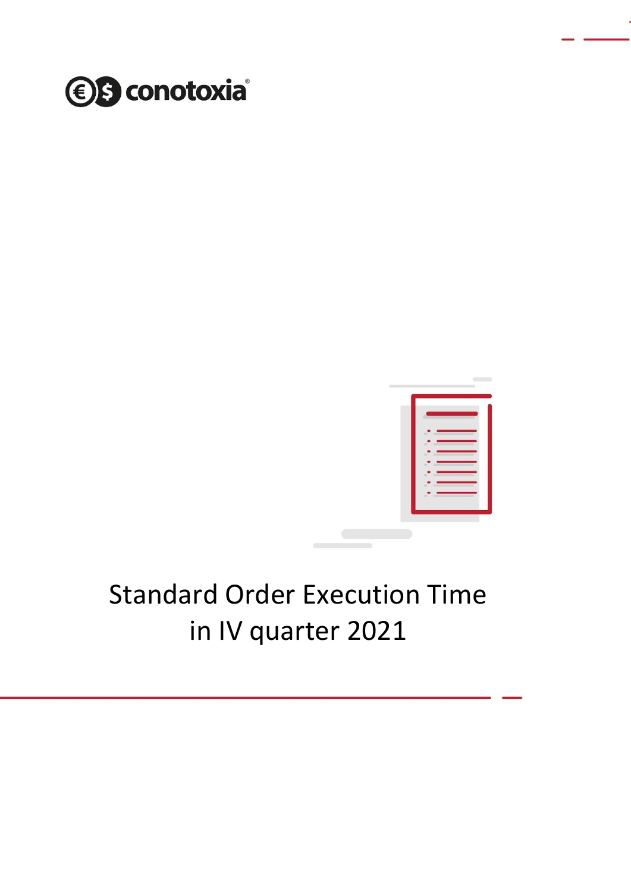conotoxia®

# Standard Order Execution Time in IV quarter 2021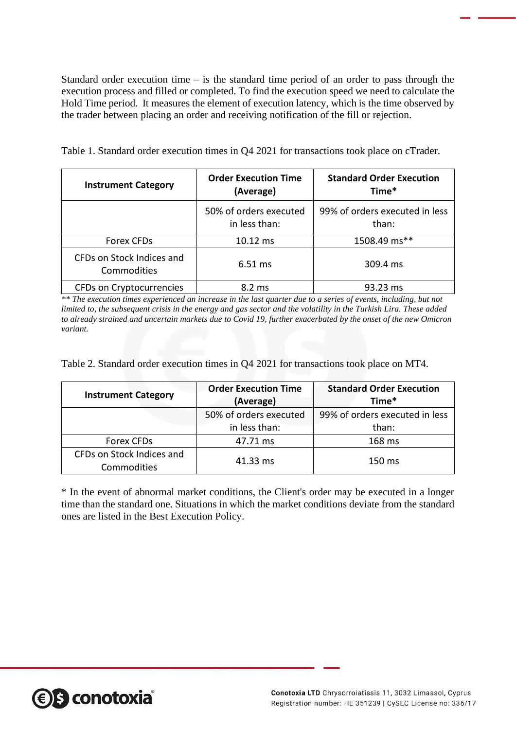Standard order execution time – is the standard time period of an order to pass through the execution process and filled or completed. To find the execution speed we need to calculate the Hold Time period. It measures the element of execution latency, which is the time observed by the trader between placing an order and receiving notification of the fill or rejection.

Table 1. Standard order execution times in Q4 2021 for transactions took place on cTrader.

| Instrument Category | Order Execution Time (Average) | Standard Order Execution Time* |
|---|---|---|
| | 50% of orders executed in less than: | 99% of orders executed in less than: |
| Forex CFDs | 10.12 ms | 1508.49 ms** |
| CFDs on Stock Indices and Commodities | 6.51 ms | 309.4 ms |
| CFDs on Cryptocurrencies | 8.2 ms | 93.23 ms |

*\*\* The execution times experienced an increase in the last quarter due to a series of events, including, but not limited to, the subsequent crisis in the energy and gas sector and the volatility in the Turkish Lira. These added to already strained and uncertain markets due to Covid 19, further exacerbated by the onset of the new Omicron variant.*

Table 2. Standard order execution times in Q4 2021 for transactions took place on MT4.

| Instrument Category | Order Execution Time (Average) | Standard Order Execution Time* |
|---|---|---|
| | 50% of orders executed in less than: | 99% of orders executed in less than: |
| Forex CFDs | 47.71 ms | 168 ms |
| CFDs on Stock Indices and Commodities | 41.33 ms | 150 ms |

\* In the event of abnormal market conditions, the Client's order may be executed in a longer time than the standard one. Situations in which the market conditions deviate from the standard ones are listed in the Best Execution Policy.